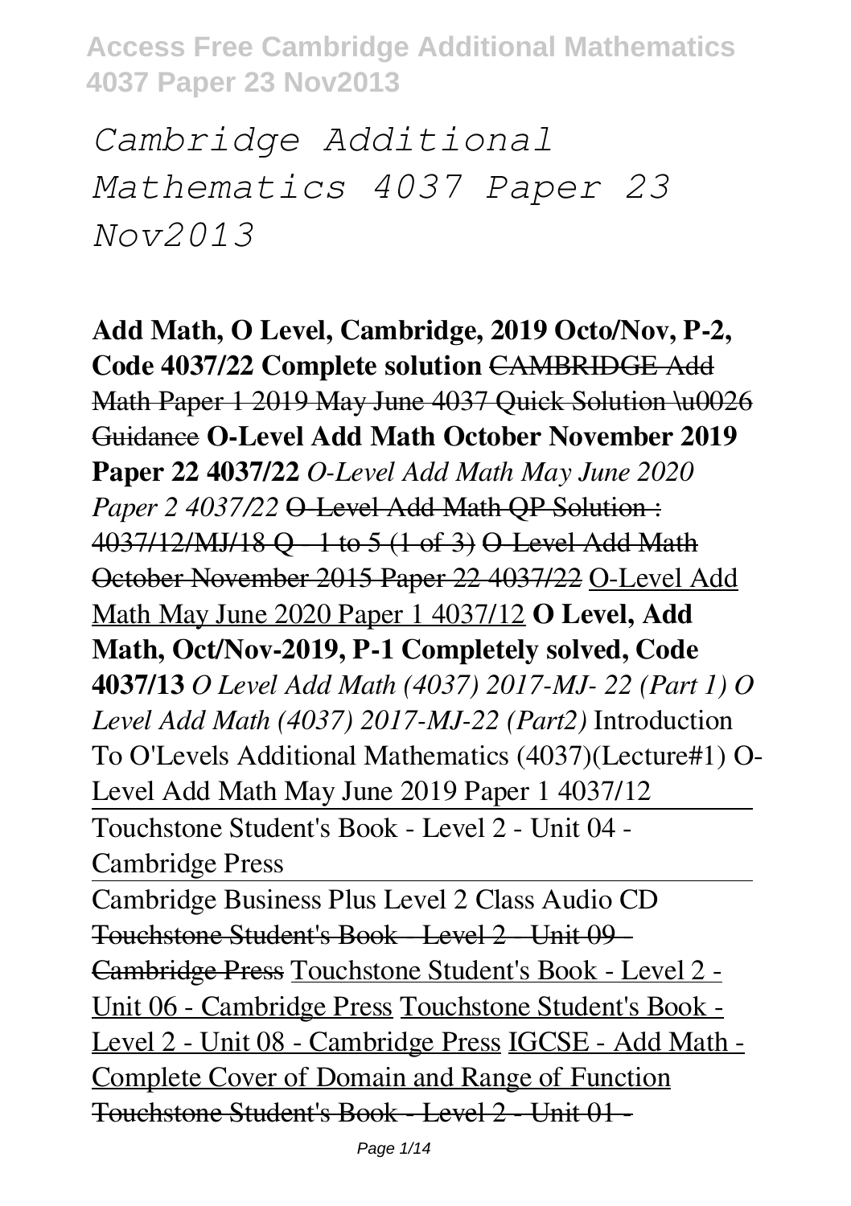# *Cambridge Additional Mathematics 4037 Paper 23 Nov2013*

**Add Math, O Level, Cambridge, 2019 Octo/Nov, P-2, Code 4037/22 Complete solution** ~~CAMBRIDGE Add Math Paper 1 2019 May June 4037 Quick Solution \u0026 Guidance~~ **O-Level Add Math October November 2019 Paper 22 4037/22** *O-Level Add Math May June 2020 Paper 2 4037/22* ~~O-Level Add Math QP Solution : 4037/12/MJ/18 Q - 1 to 5 (1 of 3)~~ ~~O-Level Add Math October November 2015 Paper 22 4037/22~~ O-Level Add Math May June 2020 Paper 1 4037/12 **O Level, Add Math, Oct/Nov-2019, P-1 Completely solved, Code 4037/13** *O Level Add Math (4037) 2017-MJ- 22 (Part 1) O Level Add Math (4037) 2017-MJ-22 (Part2)* Introduction To O'Levels Additional Mathematics (4037)(Lecture#1) O-Level Add Math May June 2019 Paper 1 4037/12

Touchstone Student's Book - Level 2 - Unit 04 - Cambridge Press

Cambridge Business Plus Level 2 Class Audio CD ~~Touchstone Student's Book - Level 2 - Unit 09 - Cambridge Press~~ Touchstone Student's Book - Level 2 - Unit 06 - Cambridge Press Touchstone Student's Book - Level 2 - Unit 08 - Cambridge Press IGCSE - Add Math - Complete Cover of Domain and Range of Function ~~Touchstone Student's Book - Level 2 - Unit 01 -~~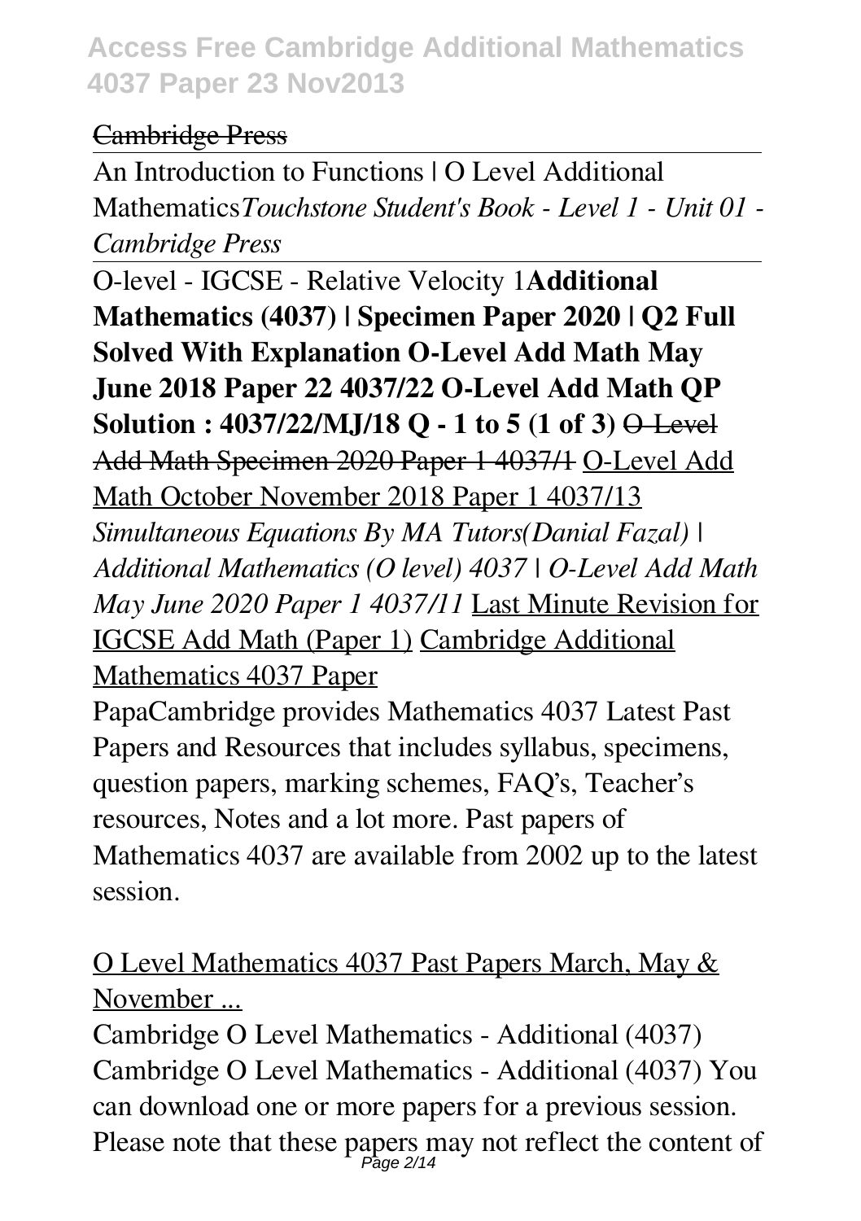~~Cambridge Press~~

An Introduction to Functions | O Level Additional Mathematics*Touchstone Student's Book - Level 1 - Unit 01 - Cambridge Press*

O-level - IGCSE - Relative Velocity 1**Additional Mathematics (4037) | Specimen Paper 2020 | Q2 Full Solved With Explanation O-Level Add Math May June 2018 Paper 22 4037/22 O-Level Add Math QP Solution : 4037/22/MJ/18 Q - 1 to 5 (1 of 3)** ~~O-Level Add Math Specimen 2020 Paper 1 4037/1~~ O-Level Add Math October November 2018 Paper 1 4037/13 *Simultaneous Equations By MA Tutors(Danial Fazal) | Additional Mathematics (O level) 4037 | O-Level Add Math May June 2020 Paper 1 4037/11* Last Minute Revision for IGCSE Add Math (Paper 1) Cambridge Additional Mathematics 4037 Paper

PapaCambridge provides Mathematics 4037 Latest Past Papers and Resources that includes syllabus, specimens, question papers, marking schemes, FAQ's, Teacher's resources, Notes and a lot more. Past papers of Mathematics 4037 are available from 2002 up to the latest session.

O Level Mathematics 4037 Past Papers March, May & November ...

Cambridge O Level Mathematics - Additional (4037) Cambridge O Level Mathematics - Additional (4037) You can download one or more papers for a previous session. Please note that these papers may not reflect the content of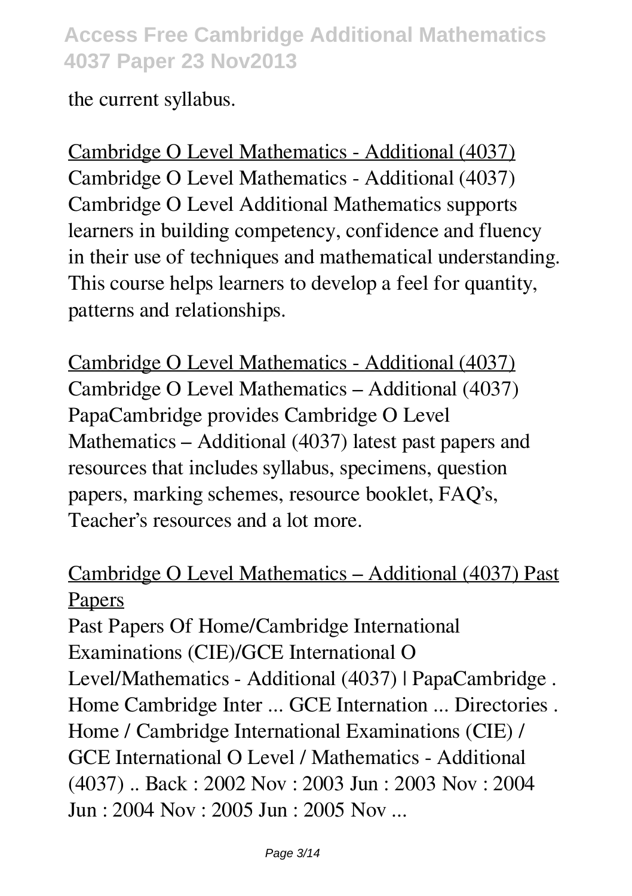the current syllabus.

Cambridge O Level Mathematics - Additional (4037)
Cambridge O Level Mathematics - Additional (4037) Cambridge O Level Additional Mathematics supports learners in building competency, confidence and fluency in their use of techniques and mathematical understanding. This course helps learners to develop a feel for quantity, patterns and relationships.

Cambridge O Level Mathematics - Additional (4037)
Cambridge O Level Mathematics – Additional (4037) PapaCambridge provides Cambridge O Level Mathematics – Additional (4037) latest past papers and resources that includes syllabus, specimens, question papers, marking schemes, resource booklet, FAQ's, Teacher's resources and a lot more.

Cambridge O Level Mathematics – Additional (4037) Past Papers
Past Papers Of Home/Cambridge International Examinations (CIE)/GCE International O Level/Mathematics - Additional (4037) | PapaCambridge . Home Cambridge Inter ... GCE Internation ... Directories . Home / Cambridge International Examinations (CIE) / GCE International O Level / Mathematics - Additional (4037) .. Back : 2002 Nov : 2003 Jun : 2003 Nov : 2004 Jun : 2004 Nov : 2005 Jun : 2005 Nov ...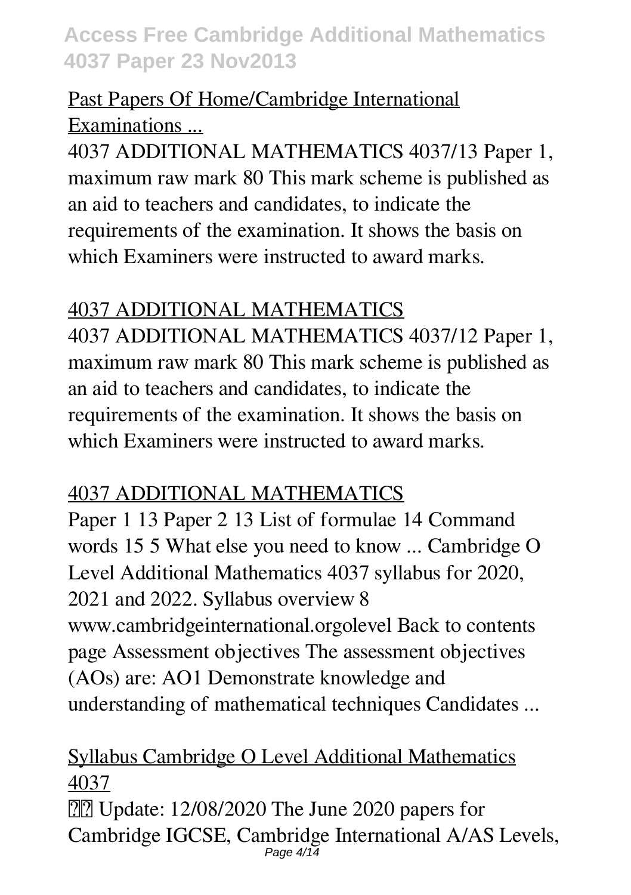Past Papers Of Home/Cambridge International Examinations ...

4037 ADDITIONAL MATHEMATICS 4037/13 Paper 1, maximum raw mark 80 This mark scheme is published as an aid to teachers and candidates, to indicate the requirements of the examination. It shows the basis on which Examiners were instructed to award marks.

4037 ADDITIONAL MATHEMATICS

4037 ADDITIONAL MATHEMATICS 4037/12 Paper 1, maximum raw mark 80 This mark scheme is published as an aid to teachers and candidates, to indicate the requirements of the examination. It shows the basis on which Examiners were instructed to award marks.

4037 ADDITIONAL MATHEMATICS

Paper 1 13 Paper 2 13 List of formulae 14 Command words 15 5 What else you need to know ... Cambridge O Level Additional Mathematics 4037 syllabus for 2020, 2021 and 2022. Syllabus overview 8 www.cambridgeinternational.orgolevel Back to contents page Assessment objectives The assessment objectives (AOs) are: AO1 Demonstrate knowledge and understanding of mathematical techniques Candidates ...

Syllabus Cambridge O Level Additional Mathematics 4037

Update: 12/08/2020 The June 2020 papers for Cambridge IGCSE, Cambridge International A/AS Levels,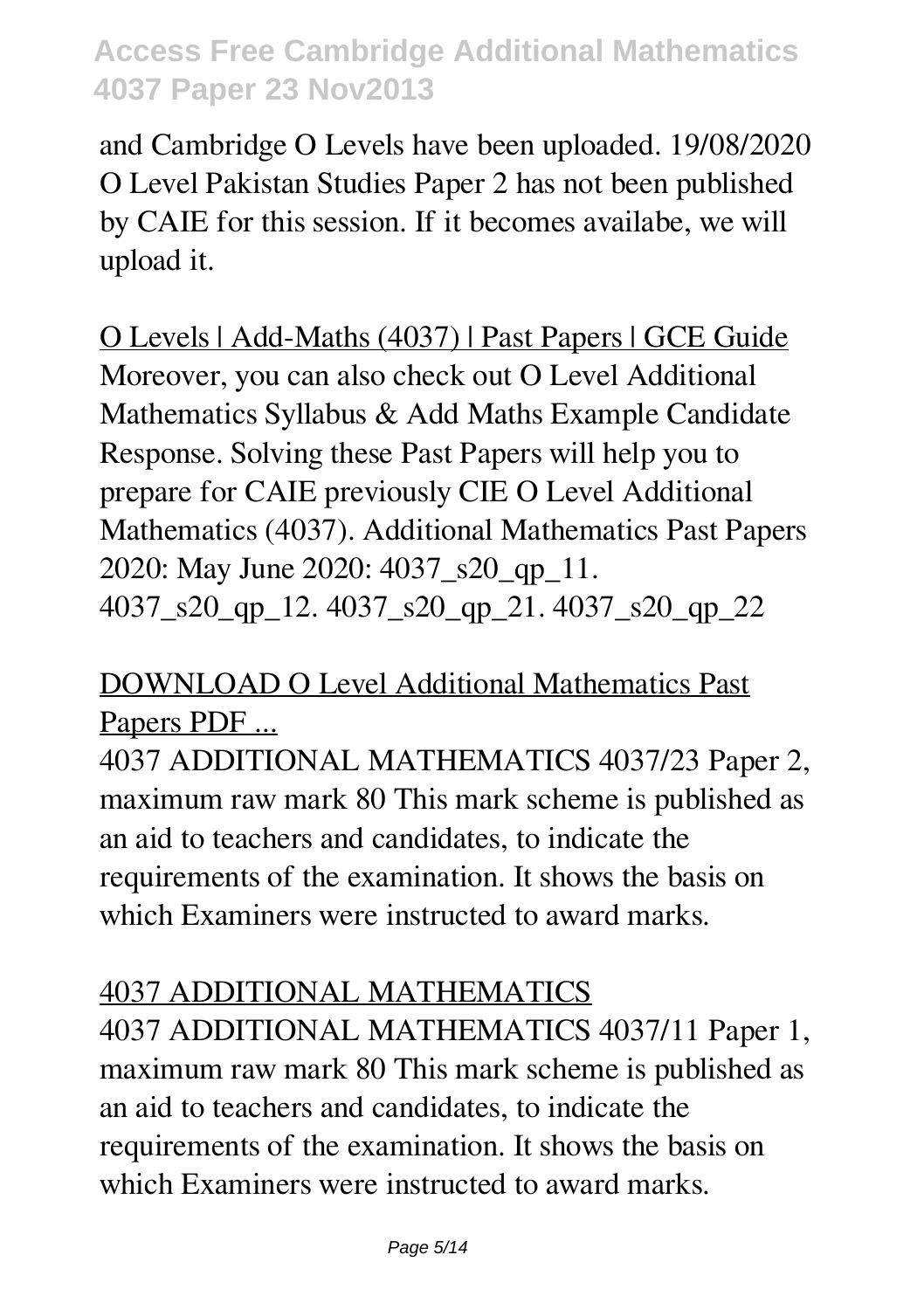and Cambridge O Levels have been uploaded. 19/08/2020 O Level Pakistan Studies Paper 2 has not been published by CAIE for this session. If it becomes availabe, we will upload it.

O Levels | Add-Maths (4037) | Past Papers | GCE Guide

Moreover, you can also check out O Level Additional Mathematics Syllabus & Add Maths Example Candidate Response. Solving these Past Papers will help you to prepare for CAIE previously CIE O Level Additional Mathematics (4037). Additional Mathematics Past Papers 2020: May June 2020: 4037_s20_qp_11. 4037_s20_qp_12. 4037_s20_qp_21. 4037_s20_qp_22

DOWNLOAD O Level Additional Mathematics Past Papers PDF ...

4037 ADDITIONAL MATHEMATICS 4037/23 Paper 2, maximum raw mark 80 This mark scheme is published as an aid to teachers and candidates, to indicate the requirements of the examination. It shows the basis on which Examiners were instructed to award marks.

4037 ADDITIONAL MATHEMATICS

4037 ADDITIONAL MATHEMATICS 4037/11 Paper 1, maximum raw mark 80 This mark scheme is published as an aid to teachers and candidates, to indicate the requirements of the examination. It shows the basis on which Examiners were instructed to award marks.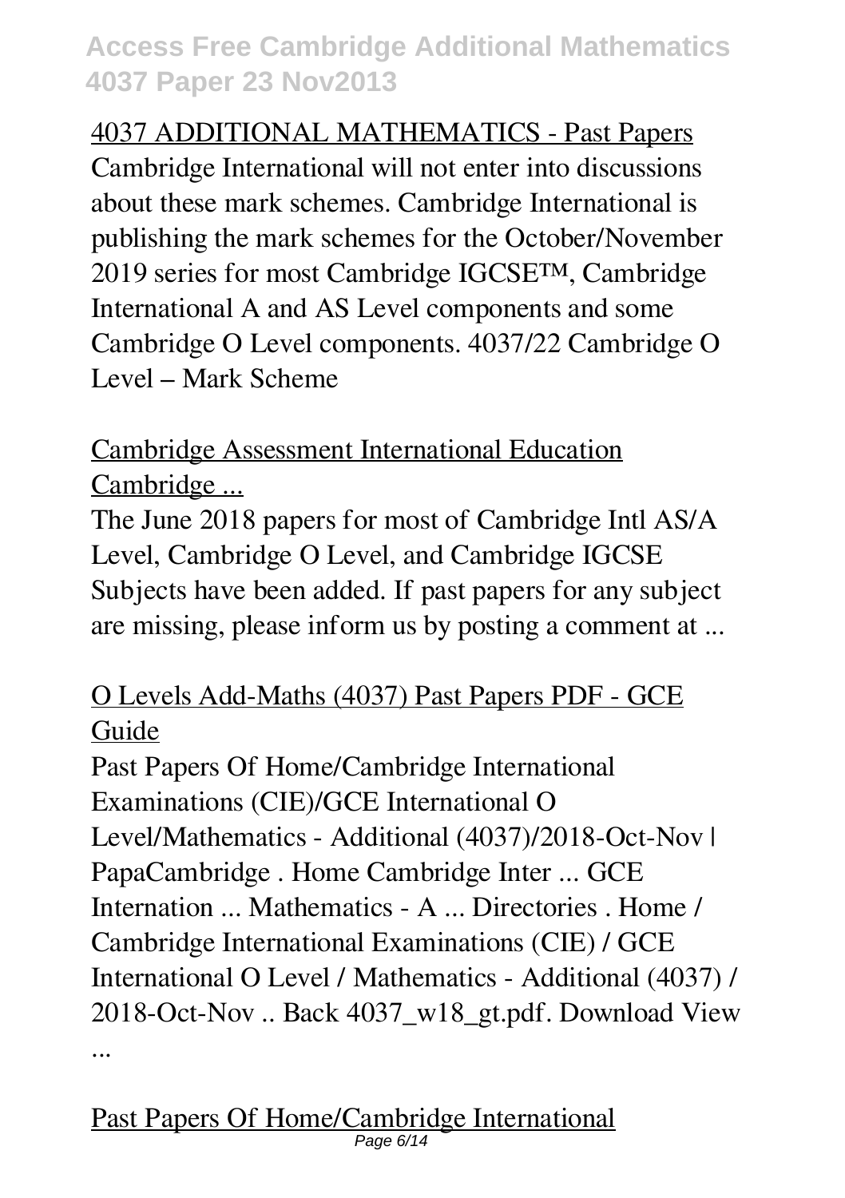4037 ADDITIONAL MATHEMATICS - Past Papers

Cambridge International will not enter into discussions about these mark schemes. Cambridge International is publishing the mark schemes for the October/November 2019 series for most Cambridge IGCSE™, Cambridge International A and AS Level components and some Cambridge O Level components. 4037/22 Cambridge O Level – Mark Scheme

Cambridge Assessment International Education Cambridge ...

The June 2018 papers for most of Cambridge Intl AS/A Level, Cambridge O Level, and Cambridge IGCSE Subjects have been added. If past papers for any subject are missing, please inform us by posting a comment at ...

O Levels Add-Maths (4037) Past Papers PDF - GCE Guide

Past Papers Of Home/Cambridge International Examinations (CIE)/GCE International O Level/Mathematics - Additional (4037)/2018-Oct-Nov | PapaCambridge . Home Cambridge Inter ... GCE Internation ... Mathematics - A ... Directories . Home / Cambridge International Examinations (CIE) / GCE International O Level / Mathematics - Additional (4037) / 2018-Oct-Nov .. Back 4037_w18_gt.pdf. Download View ...

Past Papers Of Home/Cambridge International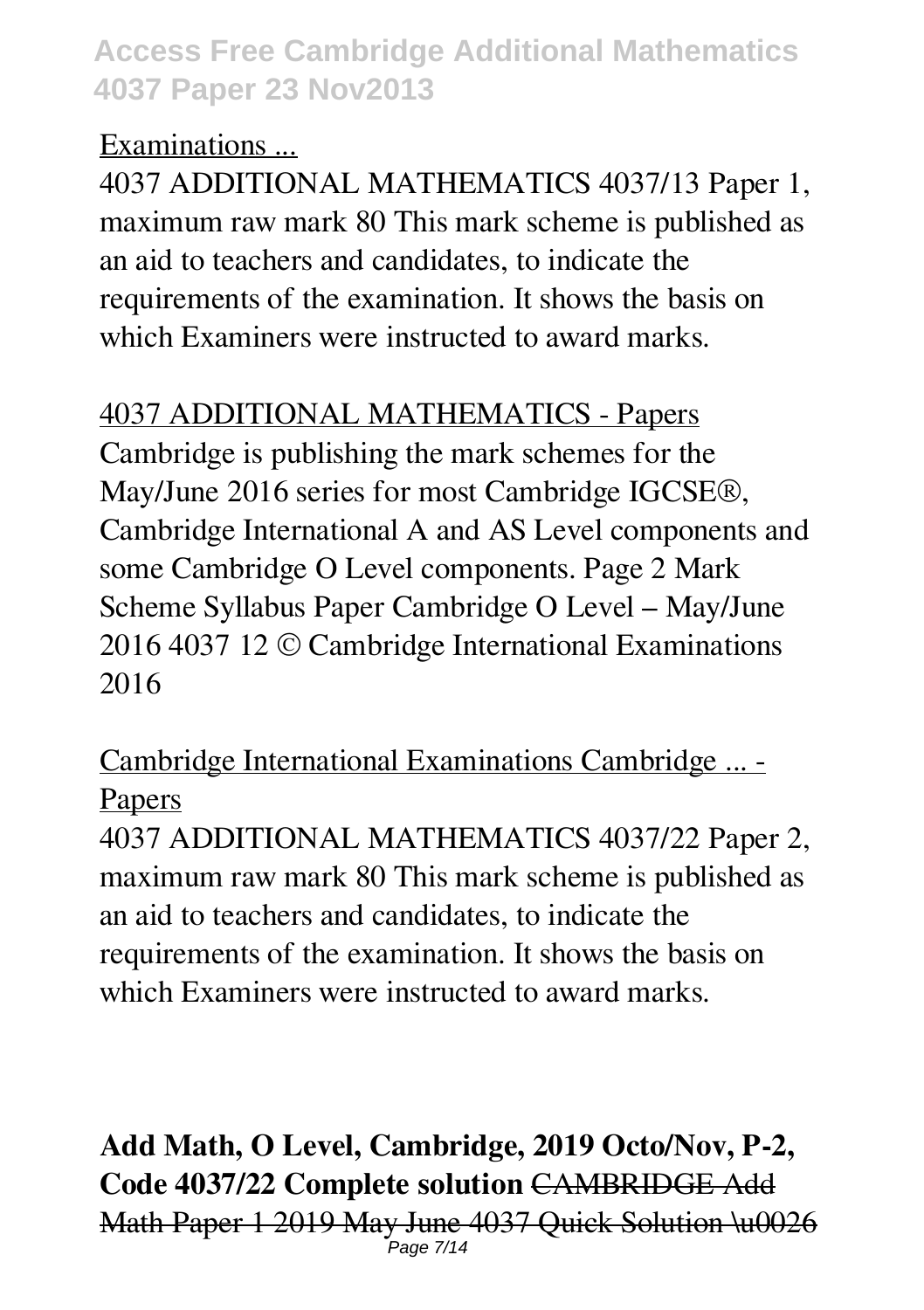Examinations ...

4037 ADDITIONAL MATHEMATICS 4037/13 Paper 1, maximum raw mark 80 This mark scheme is published as an aid to teachers and candidates, to indicate the requirements of the examination. It shows the basis on which Examiners were instructed to award marks.

4037 ADDITIONAL MATHEMATICS - Papers

Cambridge is publishing the mark schemes for the May/June 2016 series for most Cambridge IGCSE®, Cambridge International A and AS Level components and some Cambridge O Level components. Page 2 Mark Scheme Syllabus Paper Cambridge O Level – May/June 2016 4037 12 © Cambridge International Examinations 2016

Cambridge International Examinations Cambridge ... - Papers

4037 ADDITIONAL MATHEMATICS 4037/22 Paper 2, maximum raw mark 80 This mark scheme is published as an aid to teachers and candidates, to indicate the requirements of the examination. It shows the basis on which Examiners were instructed to award marks.

**Add Math, O Level, Cambridge, 2019 Octo/Nov, P-2, Code 4037/22 Complete solution** ~~CAMBRIDGE Add Math Paper 1 2019 May June 4037 Quick Solution \u0026~~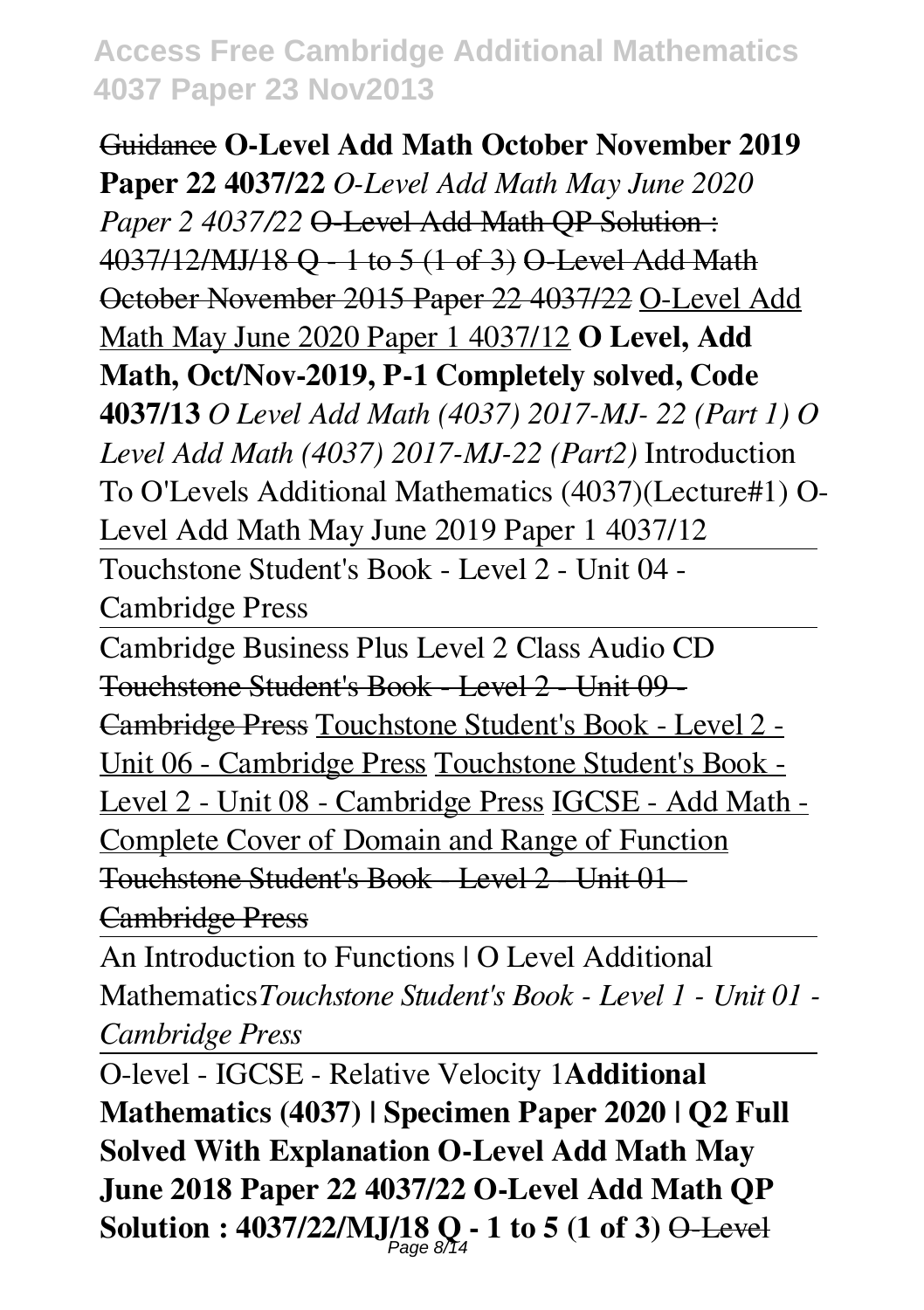Guidance **O-Level Add Math October November 2019 Paper 22 4037/22** *O-Level Add Math May June 2020 Paper 2 4037/22* O-Level Add Math QP Solution : 4037/12/MJ/18 Q - 1 to 5 (1 of 3) O-Level Add Math October November 2015 Paper 22 4037/22 O-Level Add Math May June 2020 Paper 1 4037/12 **O Level, Add Math, Oct/Nov-2019, P-1 Completely solved, Code 4037/13** *O Level Add Math (4037) 2017-MJ- 22 (Part 1) O Level Add Math (4037) 2017-MJ-22 (Part2)* Introduction To O'Levels Additional Mathematics (4037)(Lecture#1) O-Level Add Math May June 2019 Paper 1 4037/12

Touchstone Student's Book - Level 2 - Unit 04 - Cambridge Press

Cambridge Business Plus Level 2 Class Audio CD Touchstone Student's Book - Level 2 - Unit 09 - Cambridge Press Touchstone Student's Book - Level 2 - Unit 06 - Cambridge Press Touchstone Student's Book - Level 2 - Unit 08 - Cambridge Press IGCSE - Add Math - Complete Cover of Domain and Range of Function Touchstone Student's Book - Level 2 - Unit 01 - Cambridge Press

An Introduction to Functions | O Level Additional Mathematics *Touchstone Student's Book - Level 1 - Unit 01 - Cambridge Press*

O-level - IGCSE - Relative Velocity 1 **Additional Mathematics (4037) | Specimen Paper 2020 | Q2 Full Solved With Explanation O-Level Add Math May June 2018 Paper 22 4037/22 O-Level Add Math QP Solution : 4037/22/MJ/18 Q - 1 to 5 (1 of 3)** O-Level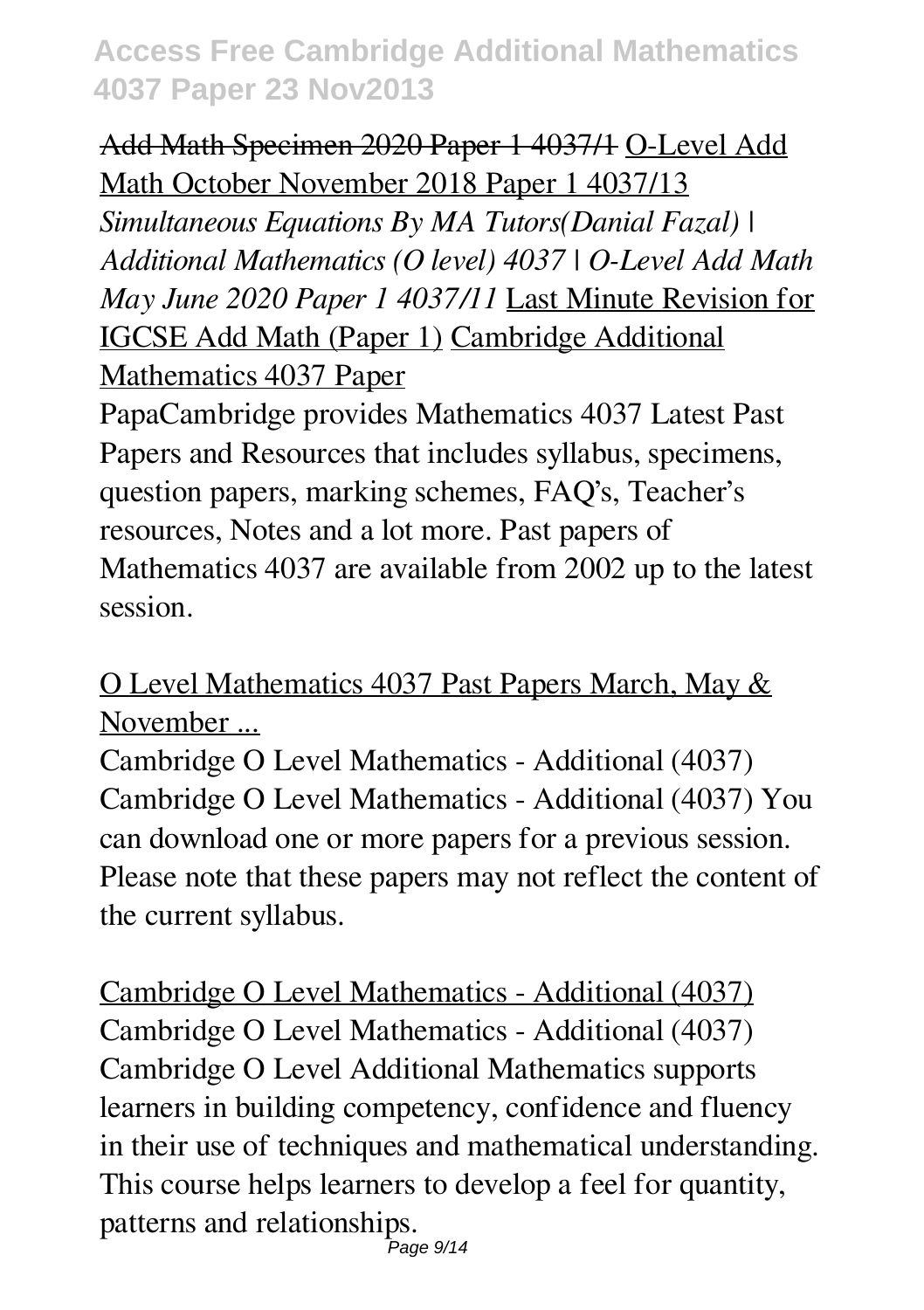~~Add Math Specimen 2020 Paper 1 4037/1~~ O-Level Add Math October November 2018 Paper 1 4037/13 *Simultaneous Equations By MA Tutors(Danial Fazal) | Additional Mathematics (O level) 4037 | O-Level Add Math May June 2020 Paper 1 4037/11* Last Minute Revision for IGCSE Add Math (Paper 1) Cambridge Additional Mathematics 4037 Paper

PapaCambridge provides Mathematics 4037 Latest Past Papers and Resources that includes syllabus, specimens, question papers, marking schemes, FAQ's, Teacher's resources, Notes and a lot more. Past papers of Mathematics 4037 are available from 2002 up to the latest session.

O Level Mathematics 4037 Past Papers March, May & November ...

Cambridge O Level Mathematics - Additional (4037) Cambridge O Level Mathematics - Additional (4037) You can download one or more papers for a previous session. Please note that these papers may not reflect the content of the current syllabus.

Cambridge O Level Mathematics - Additional (4037)

Cambridge O Level Mathematics - Additional (4037) Cambridge O Level Additional Mathematics supports learners in building competency, confidence and fluency in their use of techniques and mathematical understanding. This course helps learners to develop a feel for quantity, patterns and relationships.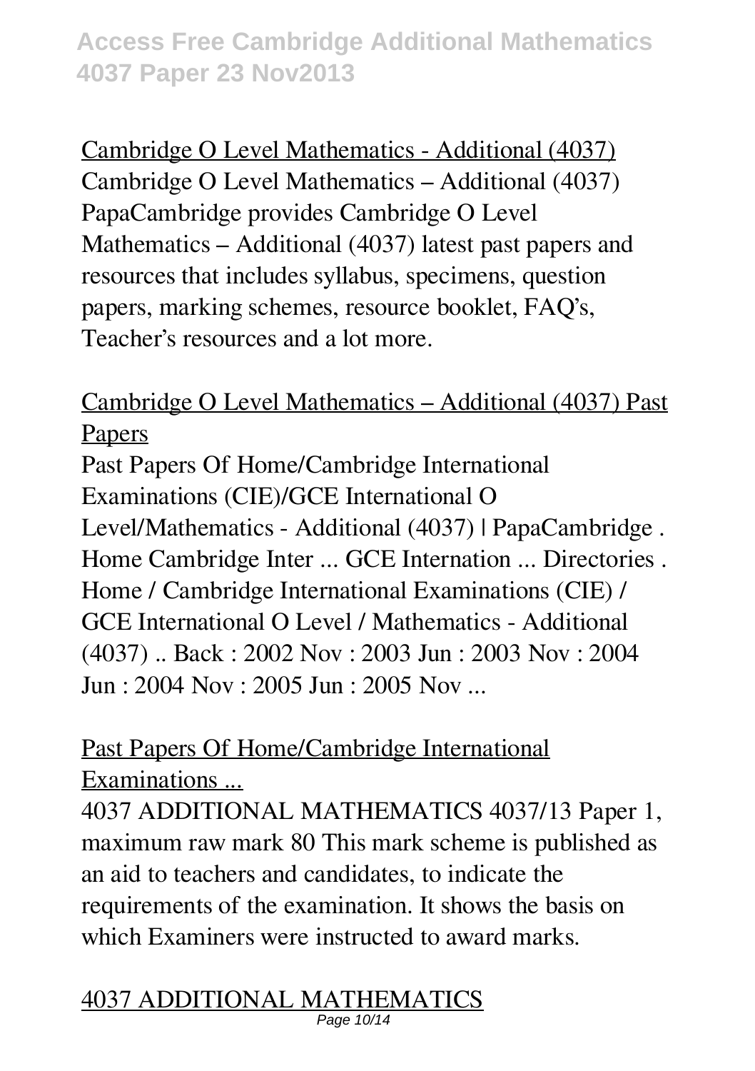Cambridge O Level Mathematics - Additional (4037)

Cambridge O Level Mathematics – Additional (4037) PapaCambridge provides Cambridge O Level Mathematics – Additional (4037) latest past papers and resources that includes syllabus, specimens, question papers, marking schemes, resource booklet, FAQ's, Teacher's resources and a lot more.

Cambridge O Level Mathematics – Additional (4037) Past Papers

Past Papers Of Home/Cambridge International Examinations (CIE)/GCE International O Level/Mathematics - Additional (4037) | PapaCambridge . Home Cambridge Inter ... GCE Internation ... Directories . Home / Cambridge International Examinations (CIE) / GCE International O Level / Mathematics - Additional (4037) .. Back : 2002 Nov : 2003 Jun : 2003 Nov : 2004 Jun : 2004 Nov : 2005 Jun : 2005 Nov ...

Past Papers Of Home/Cambridge International Examinations ...

4037 ADDITIONAL MATHEMATICS 4037/13 Paper 1, maximum raw mark 80 This mark scheme is published as an aid to teachers and candidates, to indicate the requirements of the examination. It shows the basis on which Examiners were instructed to award marks.

4037 ADDITIONAL MATHEMATICS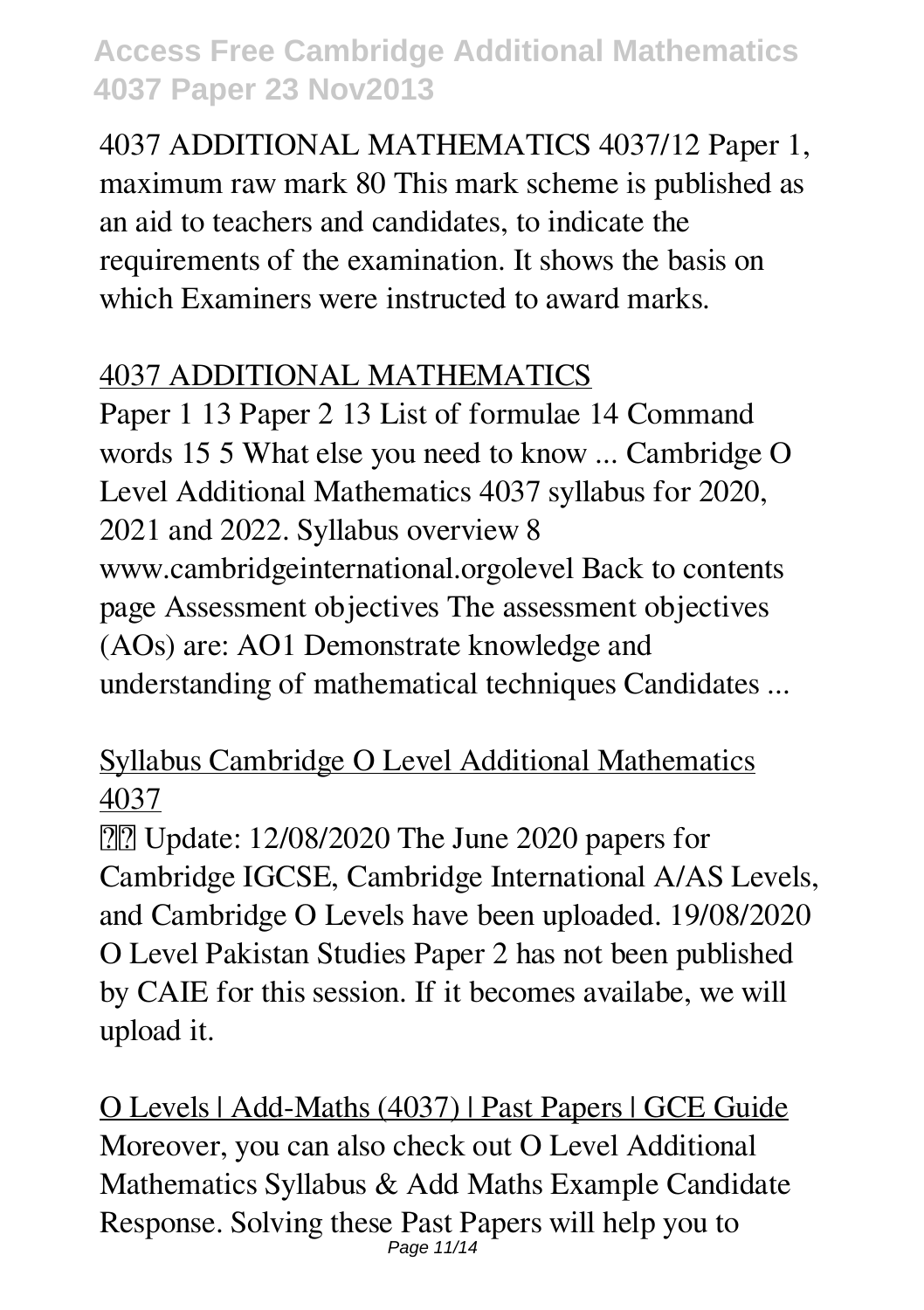4037 ADDITIONAL MATHEMATICS 4037/12 Paper 1, maximum raw mark 80 This mark scheme is published as an aid to teachers and candidates, to indicate the requirements of the examination. It shows the basis on which Examiners were instructed to award marks.

## 4037 ADDITIONAL MATHEMATICS

Paper 1 13 Paper 2 13 List of formulae 14 Command words 15 5 What else you need to know ... Cambridge O Level Additional Mathematics 4037 syllabus for 2020, 2021 and 2022. Syllabus overview 8 www.cambridgeinternational.orgolevel Back to contents page Assessment objectives The assessment objectives (AOs) are: AO1 Demonstrate knowledge and understanding of mathematical techniques Candidates ...

## Syllabus Cambridge O Level Additional Mathematics 4037

⚠️ Update: 12/08/2020 The June 2020 papers for Cambridge IGCSE, Cambridge International A/AS Levels, and Cambridge O Levels have been uploaded. 19/08/2020 O Level Pakistan Studies Paper 2 has not been published by CAIE for this session. If it becomes availabe, we will upload it.

## O Levels | Add-Maths (4037) | Past Papers | GCE Guide

Moreover, you can also check out O Level Additional Mathematics Syllabus & Add Maths Example Candidate Response. Solving these Past Papers will help you to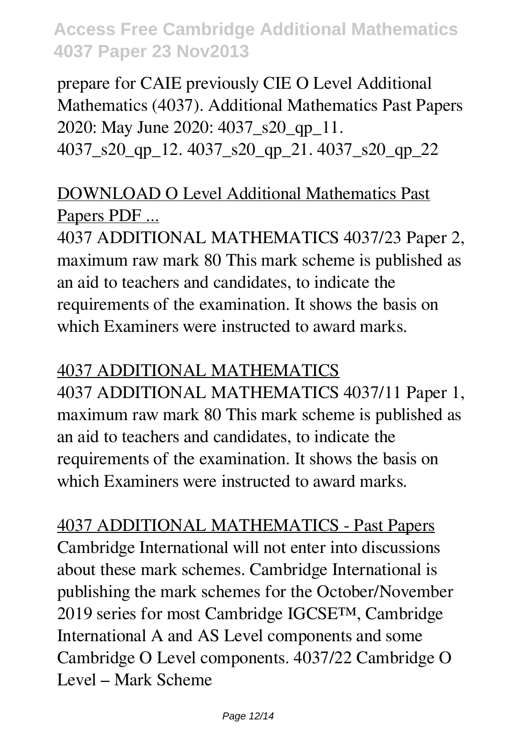prepare for CAIE previously CIE O Level Additional Mathematics (4037). Additional Mathematics Past Papers 2020: May June 2020: 4037_s20_qp_11. 4037_s20_qp_12. 4037_s20_qp_21. 4037_s20_qp_22

DOWNLOAD O Level Additional Mathematics Past Papers PDF ...

4037 ADDITIONAL MATHEMATICS 4037/23 Paper 2, maximum raw mark 80 This mark scheme is published as an aid to teachers and candidates, to indicate the requirements of the examination. It shows the basis on which Examiners were instructed to award marks.

4037 ADDITIONAL MATHEMATICS

4037 ADDITIONAL MATHEMATICS 4037/11 Paper 1, maximum raw mark 80 This mark scheme is published as an aid to teachers and candidates, to indicate the requirements of the examination. It shows the basis on which Examiners were instructed to award marks.

4037 ADDITIONAL MATHEMATICS - Past Papers

Cambridge International will not enter into discussions about these mark schemes. Cambridge International is publishing the mark schemes for the October/November 2019 series for most Cambridge IGCSE™, Cambridge International A and AS Level components and some Cambridge O Level components. 4037/22 Cambridge O Level – Mark Scheme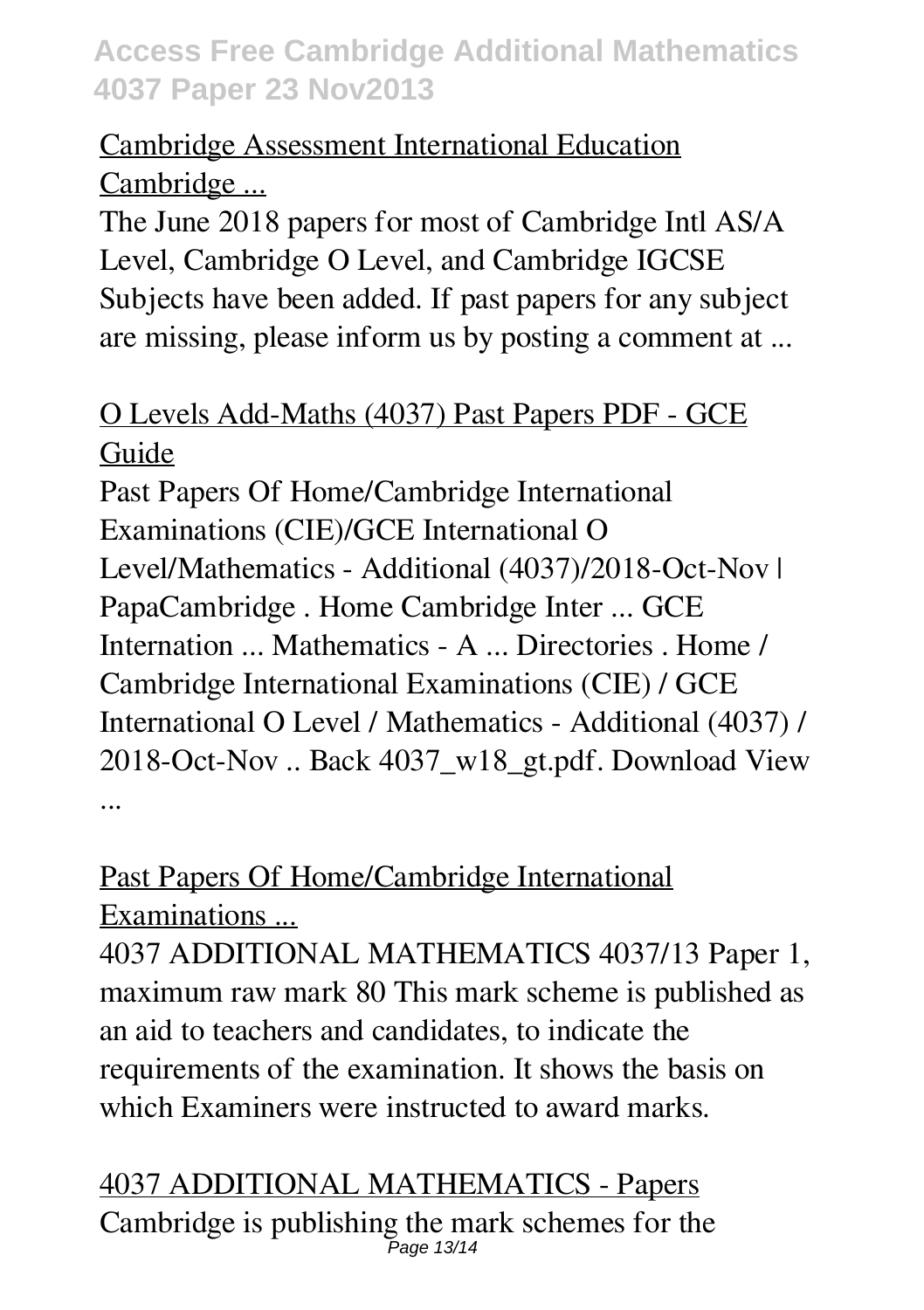## Cambridge Assessment International Education Cambridge ...

The June 2018 papers for most of Cambridge Intl AS/A Level, Cambridge O Level, and Cambridge IGCSE Subjects have been added. If past papers for any subject are missing, please inform us by posting a comment at ...

## O Levels Add-Maths (4037) Past Papers PDF - GCE Guide

Past Papers Of Home/Cambridge International Examinations (CIE)/GCE International O Level/Mathematics - Additional (4037)/2018-Oct-Nov | PapaCambridge . Home Cambridge Inter ... GCE Internation ... Mathematics - A ... Directories . Home / Cambridge International Examinations (CIE) / GCE International O Level / Mathematics - Additional (4037) / 2018-Oct-Nov .. Back 4037_w18_gt.pdf. Download View ...

## Past Papers Of Home/Cambridge International Examinations ...

4037 ADDITIONAL MATHEMATICS 4037/13 Paper 1, maximum raw mark 80 This mark scheme is published as an aid to teachers and candidates, to indicate the requirements of the examination. It shows the basis on which Examiners were instructed to award marks.

## 4037 ADDITIONAL MATHEMATICS - Papers

Cambridge is publishing the mark schemes for the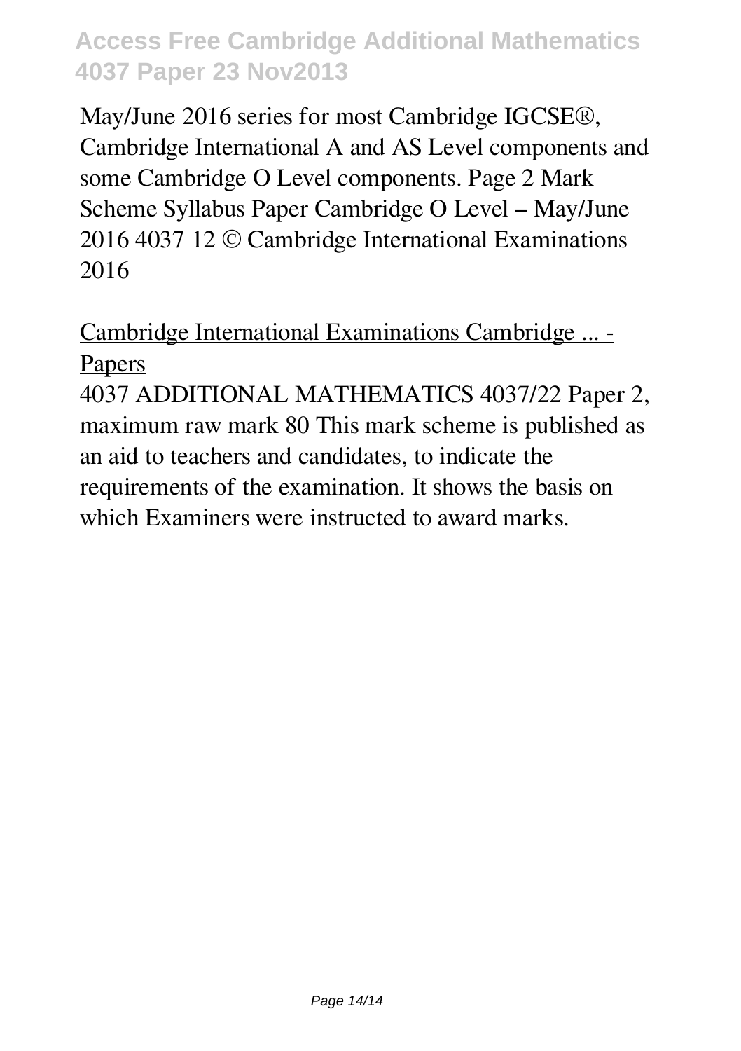May/June 2016 series for most Cambridge IGCSE®, Cambridge International A and AS Level components and some Cambridge O Level components. Page 2 Mark Scheme Syllabus Paper Cambridge O Level – May/June 2016 4037 12 © Cambridge International Examinations 2016

Cambridge International Examinations Cambridge ... - Papers

4037 ADDITIONAL MATHEMATICS 4037/22 Paper 2, maximum raw mark 80 This mark scheme is published as an aid to teachers and candidates, to indicate the requirements of the examination. It shows the basis on which Examiners were instructed to award marks.